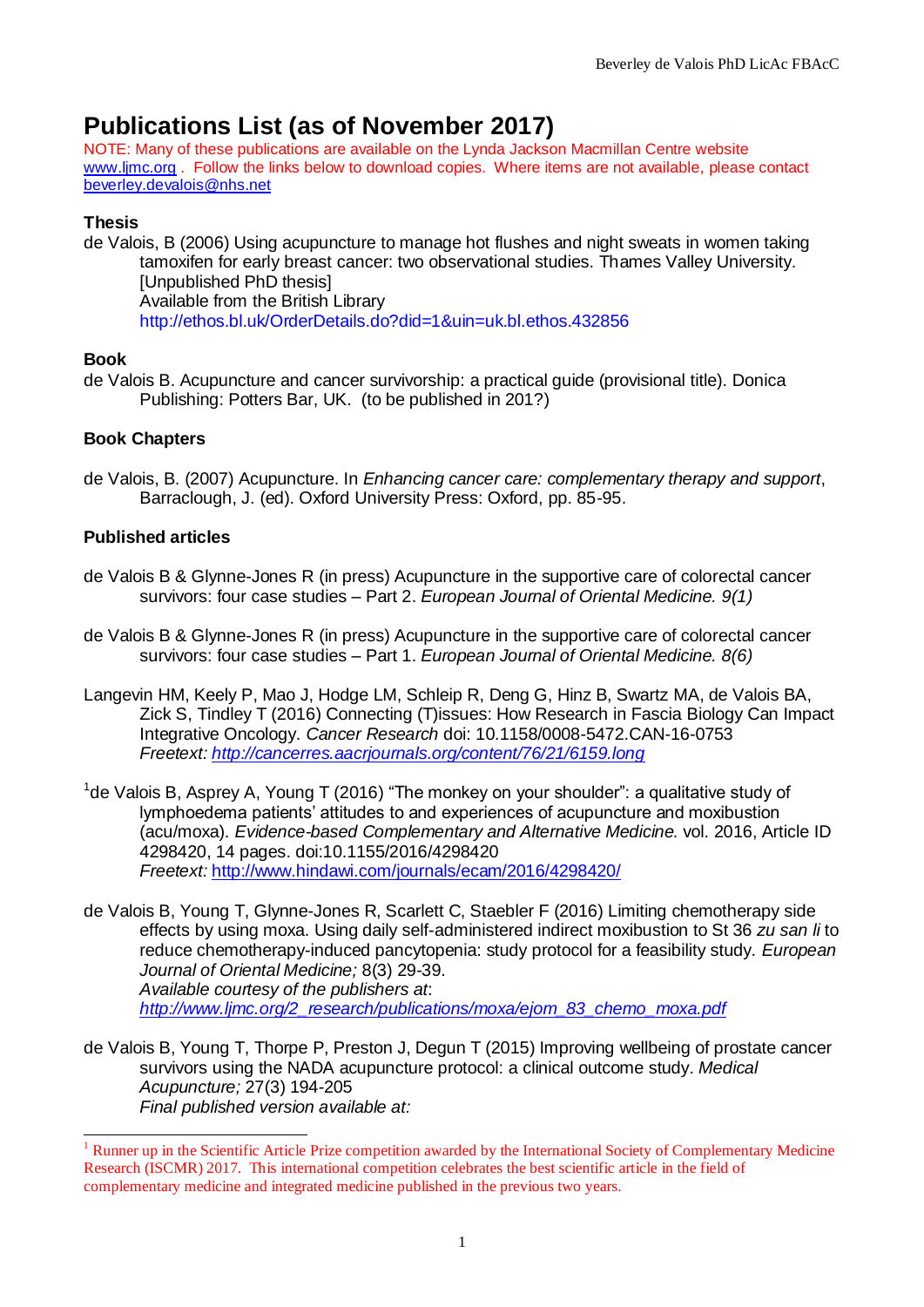# Publications List (as of November 2017)

NOTE: Many of these publications are available on the Lynda Jackson Macmillan Centre website www.ljmc.org . Follow the links below to download copies. Where items are not available, please contact beverley.devalois@nhs.net

### Thesis

de Valois, B (2006) Using acupuncture to manage hot flushes and night sweats in women taking tamoxifen for early breast cancer: two observational studies. Thames Valley University. [Unpublished PhD thesis]
Available from the British Library
http://ethos.bl.uk/OrderDetails.do?did=1&uin=uk.bl.ethos.432856

### Book

de Valois B. Acupuncture and cancer survivorship: a practical guide (provisional title). Donica Publishing: Potters Bar, UK. (to be published in 201?)

### Book Chapters

de Valois, B. (2007) Acupuncture. In *Enhancing cancer care: complementary therapy and support*, Barraclough, J. (ed). Oxford University Press: Oxford, pp. 85-95.

### Published articles

de Valois B & Glynne-Jones R (in press) Acupuncture in the supportive care of colorectal cancer survivors: four case studies – Part 2. *European Journal of Oriental Medicine. 9(1)*

de Valois B & Glynne-Jones R (in press) Acupuncture in the supportive care of colorectal cancer survivors: four case studies – Part 1. *European Journal of Oriental Medicine. 8(6)*

Langevin HM, Keely P, Mao J, Hodge LM, Schleip R, Deng G, Hinz B, Swartz MA, de Valois BA, Zick S, Tindley T (2016) Connecting (T)issues: How Research in Fascia Biology Can Impact Integrative Oncology. *Cancer Research* doi: 10.1158/0008-5472.CAN-16-0753
*Freetext: http://cancerres.aacrjournals.org/content/76/21/6159.long*

[1]de Valois B, Asprey A, Young T (2016) "The monkey on your shoulder": a qualitative study of lymphoedema patients' attitudes to and experiences of acupuncture and moxibustion (acu/moxa). *Evidence-based Complementary and Alternative Medicine.* vol. 2016, Article ID 4298420, 14 pages. doi:10.1155/2016/4298420
*Freetext:* http://www.hindawi.com/journals/ecam/2016/4298420/

de Valois B, Young T, Glynne-Jones R, Scarlett C, Staebler F (2016) Limiting chemotherapy side effects by using moxa. Using daily self-administered indirect moxibustion to St 36 *zu san li* to reduce chemotherapy-induced pancytopenia: study protocol for a feasibility study. *European Journal of Oriental Medicine;* 8(3) 29-39.
*Available courtesy of the publishers at*:
*http://www.ljmc.org/2_research/publications/moxa/ejom_83_chemo_moxa.pdf*

de Valois B, Young T, Thorpe P, Preston J, Degun T (2015) Improving wellbeing of prostate cancer survivors using the NADA acupuncture protocol: a clinical outcome study. *Medical Acupuncture;* 27(3) 194-205
*Final published version available at:*

[1] Runner up in the Scientific Article Prize competition awarded by the International Society of Complementary Medicine Research (ISCMR) 2017. This international competition celebrates the best scientific article in the field of complementary medicine and integrated medicine published in the previous two years.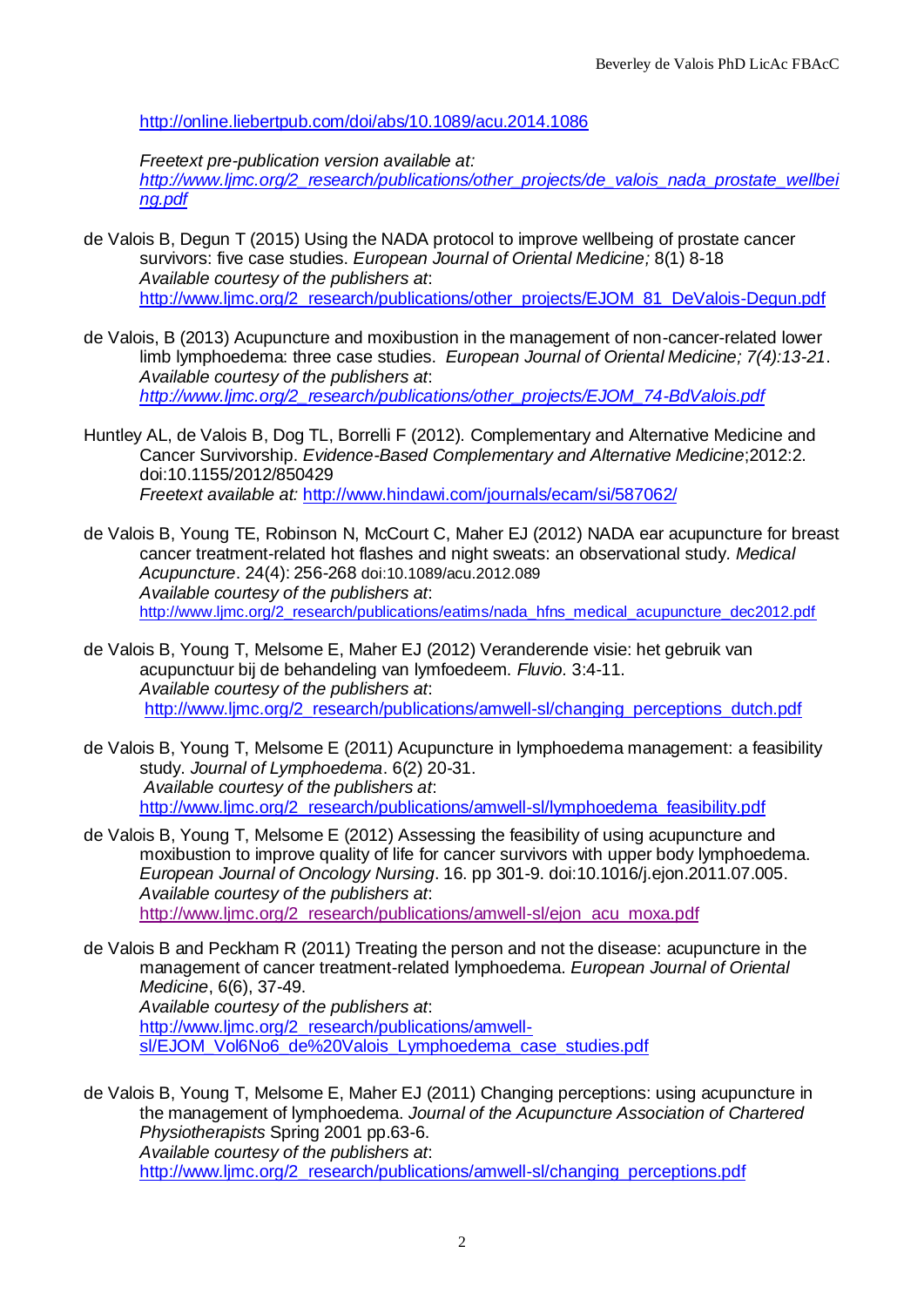http://online.liebertpub.com/doi/abs/10.1089/acu.2014.1086

*Freetext pre-publication version available at:*
*http://www.ljmc.org/2_research/publications/other_projects/de_valois_nada_prostate_wellbeing.pdf*

de Valois B, Degun T (2015) Using the NADA protocol to improve wellbeing of prostate cancer survivors: five case studies. *European Journal of Oriental Medicine;* 8(1) 8-18
*Available courtesy of the publishers at*:
http://www.ljmc.org/2_research/publications/other_projects/EJOM_81_DeValois-Degun.pdf

de Valois, B (2013) Acupuncture and moxibustion in the management of non-cancer-related lower limb lymphoedema: three case studies. *European Journal of Oriental Medicine; 7(4):13-21*.
*Available courtesy of the publishers at*:
*http://www.ljmc.org/2_research/publications/other_projects/EJOM_74-BdValois.pdf*

Huntley AL, de Valois B, Dog TL, Borrelli F (2012). Complementary and Alternative Medicine and Cancer Survivorship. *Evidence-Based Complementary and Alternative Medicine*;2012:2. doi:10.1155/2012/850429
*Freetext available at:* http://www.hindawi.com/journals/ecam/si/587062/

de Valois B, Young TE, Robinson N, McCourt C, Maher EJ (2012) NADA ear acupuncture for breast cancer treatment-related hot flashes and night sweats: an observational study. *Medical Acupuncture*. 24(4): 256-268 doi:10.1089/acu.2012.089
*Available courtesy of the publishers at*:
http://www.ljmc.org/2_research/publications/eatims/nada_hfns_medical_acupuncture_dec2012.pdf

de Valois B, Young T, Melsome E, Maher EJ (2012) Veranderende visie: het gebruik van acupunctuur bij de behandeling van lymfoedeem. *Fluvio.* 3:4-11.
*Available courtesy of the publishers at*:
http://www.ljmc.org/2_research/publications/amwell-sl/changing_perceptions_dutch.pdf

de Valois B, Young T, Melsome E (2011) Acupuncture in lymphoedema management: a feasibility study. *Journal of Lymphoedema*. 6(2) 20-31.
*Available courtesy of the publishers at*:
http://www.ljmc.org/2_research/publications/amwell-sl/lymphoedema_feasibility.pdf

de Valois B, Young T, Melsome E (2012) Assessing the feasibility of using acupuncture and moxibustion to improve quality of life for cancer survivors with upper body lymphoedema. *European Journal of Oncology Nursing*. 16. pp 301-9. doi:10.1016/j.ejon.2011.07.005.
*Available courtesy of the publishers at*:
http://www.ljmc.org/2_research/publications/amwell-sl/ejon_acu_moxa.pdf

de Valois B and Peckham R (2011) Treating the person and not the disease: acupuncture in the management of cancer treatment-related lymphoedema. *European Journal of Oriental Medicine*, 6(6), 37-49.
*Available courtesy of the publishers at*:
http://www.ljmc.org/2_research/publications/amwell-sl/EJOM_Vol6No6_de%20Valois_Lymphoedema_case_studies.pdf

de Valois B, Young T, Melsome E, Maher EJ (2011) Changing perceptions: using acupuncture in the management of lymphoedema. *Journal of the Acupuncture Association of Chartered Physiotherapists* Spring 2001 pp.63-6.
*Available courtesy of the publishers at*:
http://www.ljmc.org/2_research/publications/amwell-sl/changing_perceptions.pdf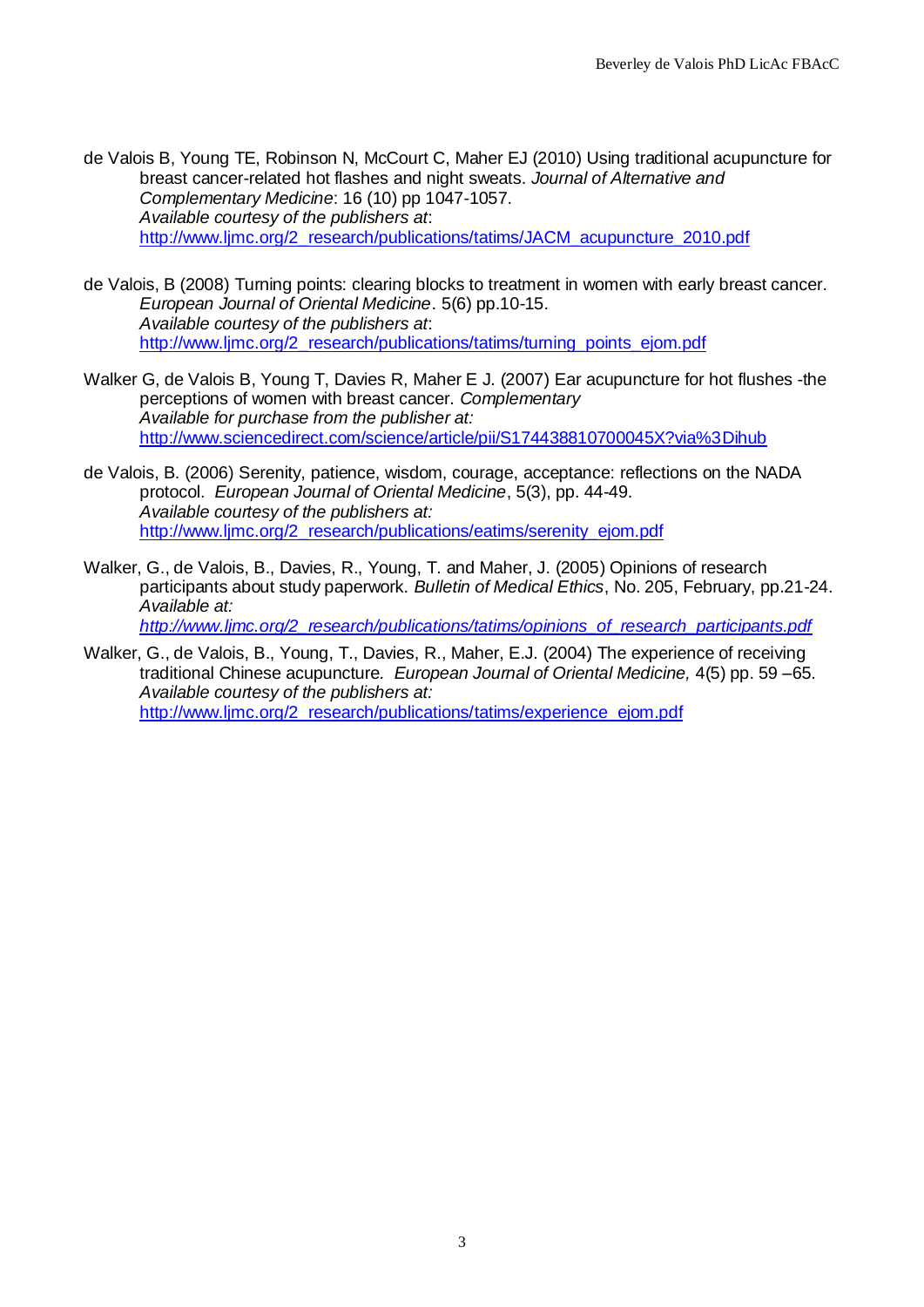de Valois B, Young TE, Robinson N, McCourt C, Maher EJ (2010) Using traditional acupuncture for breast cancer-related hot flashes and night sweats. *Journal of Alternative and Complementary Medicine*: 16 (10) pp 1047-1057.
*Available courtesy of the publishers at*:
http://www.ljmc.org/2_research/publications/tatims/JACM_acupuncture_2010.pdf

de Valois, B (2008) Turning points: clearing blocks to treatment in women with early breast cancer. *European Journal of Oriental Medicine*. 5(6) pp.10-15.
*Available courtesy of the publishers at*:
http://www.ljmc.org/2_research/publications/tatims/turning_points_ejom.pdf

Walker G, de Valois B, Young T, Davies R, Maher E J. (2007) Ear acupuncture for hot flushes -the perceptions of women with breast cancer. *Complementary*
*Available for purchase from the publisher at:*
http://www.sciencedirect.com/science/article/pii/S174438810700045X?via%3Dihub

de Valois, B. (2006) Serenity, patience, wisdom, courage, acceptance: reflections on the NADA protocol. *European Journal of Oriental Medicine*, 5(3), pp. 44-49.
*Available courtesy of the publishers at:*
http://www.ljmc.org/2_research/publications/eatims/serenity_ejom.pdf

Walker, G., de Valois, B., Davies, R., Young, T. and Maher, J. (2005) Opinions of research participants about study paperwork. *Bulletin of Medical Ethics*, No. 205, February, pp.21-24.
*Available at:*
*http://www.ljmc.org/2_research/publications/tatims/opinions_of_research_participants.pdf*

Walker, G., de Valois, B., Young, T., Davies, R., Maher, E.J. (2004) The experience of receiving traditional Chinese acupuncture. *European Journal of Oriental Medicine,* 4(5) pp. 59 –65.
*Available courtesy of the publishers at:*
http://www.ljmc.org/2_research/publications/tatims/experience_ejom.pdf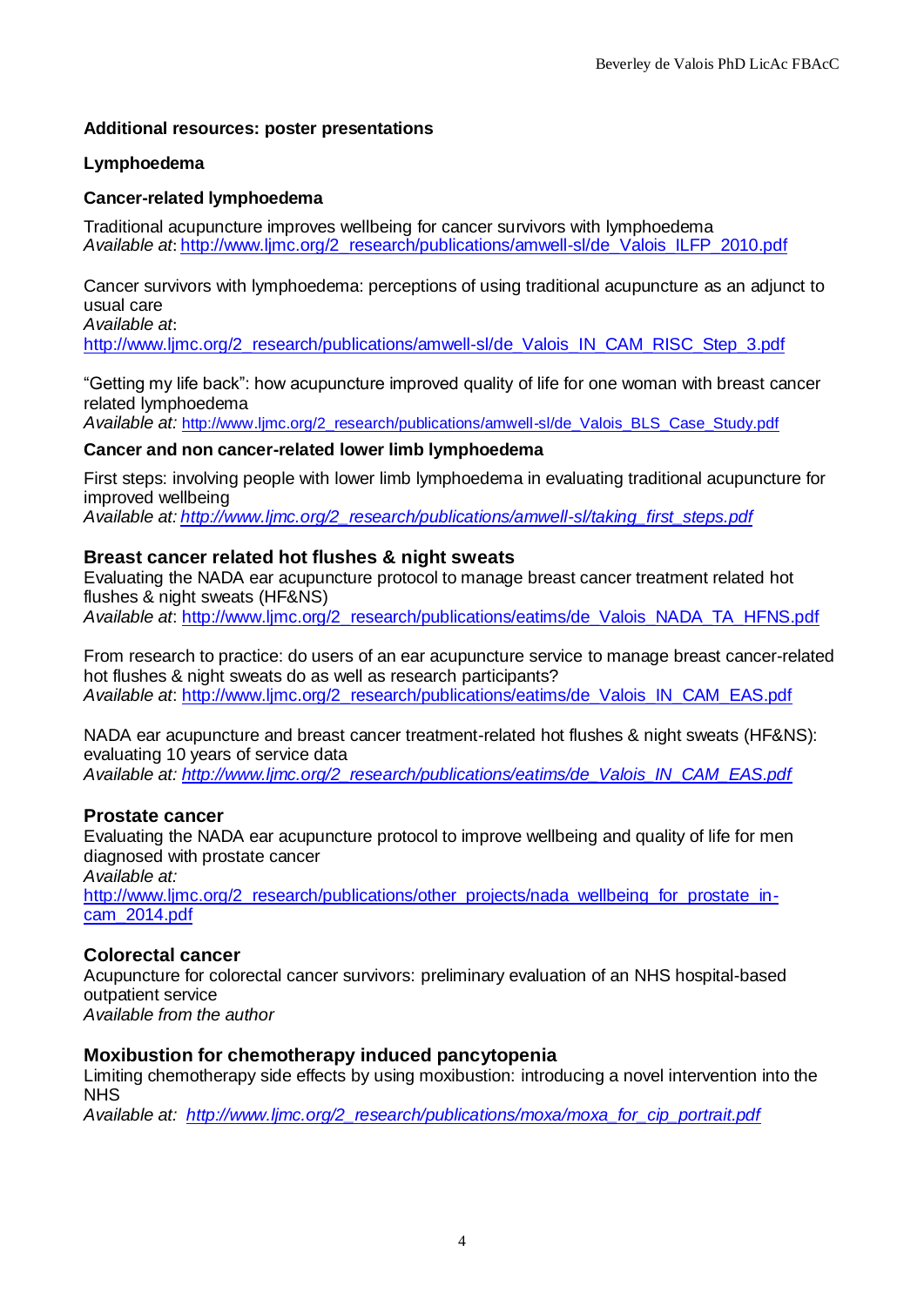### Additional resources: poster presentations

#### Lymphoedema

#### Cancer-related lymphoedema

Traditional acupuncture improves wellbeing for cancer survivors with lymphoedema
*Available at*: http://www.ljmc.org/2_research/publications/amwell-sl/de_Valois_ILFP_2010.pdf

Cancer survivors with lymphoedema: perceptions of using traditional acupuncture as an adjunct to usual care
*Available at*:
http://www.ljmc.org/2_research/publications/amwell-sl/de_Valois_IN_CAM_RISC_Step_3.pdf

"Getting my life back": how acupuncture improved quality of life for one woman with breast cancer related lymphoedema
*Available at:* http://www.ljmc.org/2_research/publications/amwell-sl/de_Valois_BLS_Case_Study.pdf

#### Cancer and non cancer-related lower limb lymphoedema

First steps: involving people with lower limb lymphoedema in evaluating traditional acupuncture for improved wellbeing
*Available at: http://www.ljmc.org/2_research/publications/amwell-sl/taking_first_steps.pdf*

### Breast cancer related hot flushes & night sweats

Evaluating the NADA ear acupuncture protocol to manage breast cancer treatment related hot flushes & night sweats (HF&NS)
*Available at*: http://www.ljmc.org/2_research/publications/eatims/de_Valois_NADA_TA_HFNS.pdf

From research to practice: do users of an ear acupuncture service to manage breast cancer-related hot flushes & night sweats do as well as research participants?
*Available at*: http://www.ljmc.org/2_research/publications/eatims/de_Valois_IN_CAM_EAS.pdf

NADA ear acupuncture and breast cancer treatment-related hot flushes & night sweats (HF&NS): evaluating 10 years of service data
*Available at: http://www.ljmc.org/2_research/publications/eatims/de_Valois_IN_CAM_EAS.pdf*

### Prostate cancer

Evaluating the NADA ear acupuncture protocol to improve wellbeing and quality of life for men diagnosed with prostate cancer
*Available at:*
http://www.ljmc.org/2_research/publications/other_projects/nada_wellbeing_for_prostate_in-cam_2014.pdf

### Colorectal cancer

Acupuncture for colorectal cancer survivors: preliminary evaluation of an NHS hospital-based outpatient service
*Available from the author*

### Moxibustion for chemotherapy induced pancytopenia

Limiting chemotherapy side effects by using moxibustion: introducing a novel intervention into the NHS
*Available at: http://www.ljmc.org/2_research/publications/moxa/moxa_for_cip_portrait.pdf*